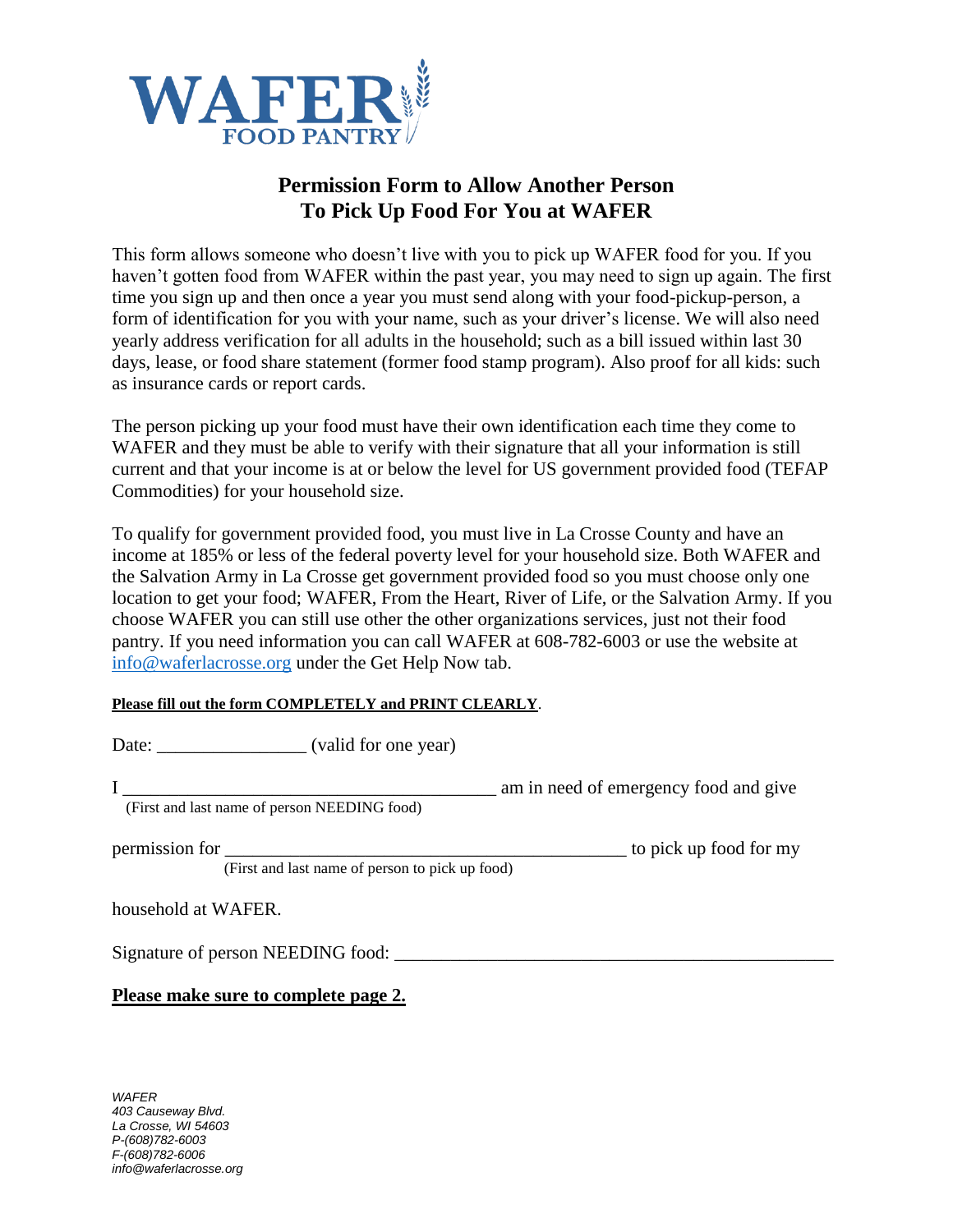WAFER FOOD PANTRY

# Permission Form to Allow Another Person To Pick Up Food For You at WAFER

This form allows someone who doesn't live with you to pick up WAFER food for you. If you haven't gotten food from WAFER within the past year, you may need to sign up again. The first time you sign up and then once a year you must send along with your food-pickup-person, a form of identification for you with your name, such as your driver's license. We will also need yearly address verification for all adults in the household; such as a bill issued within last 30 days, lease, or food share statement (former food stamp program). Also proof for all kids: such as insurance cards or report cards.

The person picking up your food must have their own identification each time they come to WAFER and they must be able to verify with their signature that all your information is still current and that your income is at or below the level for US government provided food (TEFAP Commodities) for your household size.

To qualify for government provided food, you must live in La Crosse County and have an income at 185% or less of the federal poverty level for your household size. Both WAFER and the Salvation Army in La Crosse get government provided food so you must choose only one location to get your food; WAFER, From the Heart, River of Life, or the Salvation Army. If you choose WAFER you can still use other the other organizations services, just not their food pantry. If you need information you can call WAFER at 608-782-6003 or use the website at info@waferlacrosse.org under the Get Help Now tab.

**Please fill out the form COMPLETELY and PRINT CLEARLY**.

Date: ________________ (valid for one year)

I ________________________________________ am in need of emergency food and give
(First and last name of person NEEDING food)

permission for ____________________________________________ to pick up food for my
(First and last name of person to pick up food)

household at WAFER.

Signature of person NEEDING food: ________________________________________________

**Please make sure to complete page 2.**

*WAFER*
*403 Causeway Blvd.*
*La Crosse, WI 54603*
*P-(608)782-6003*
*F-(608)782-6006*
*info@waferlacrosse.org*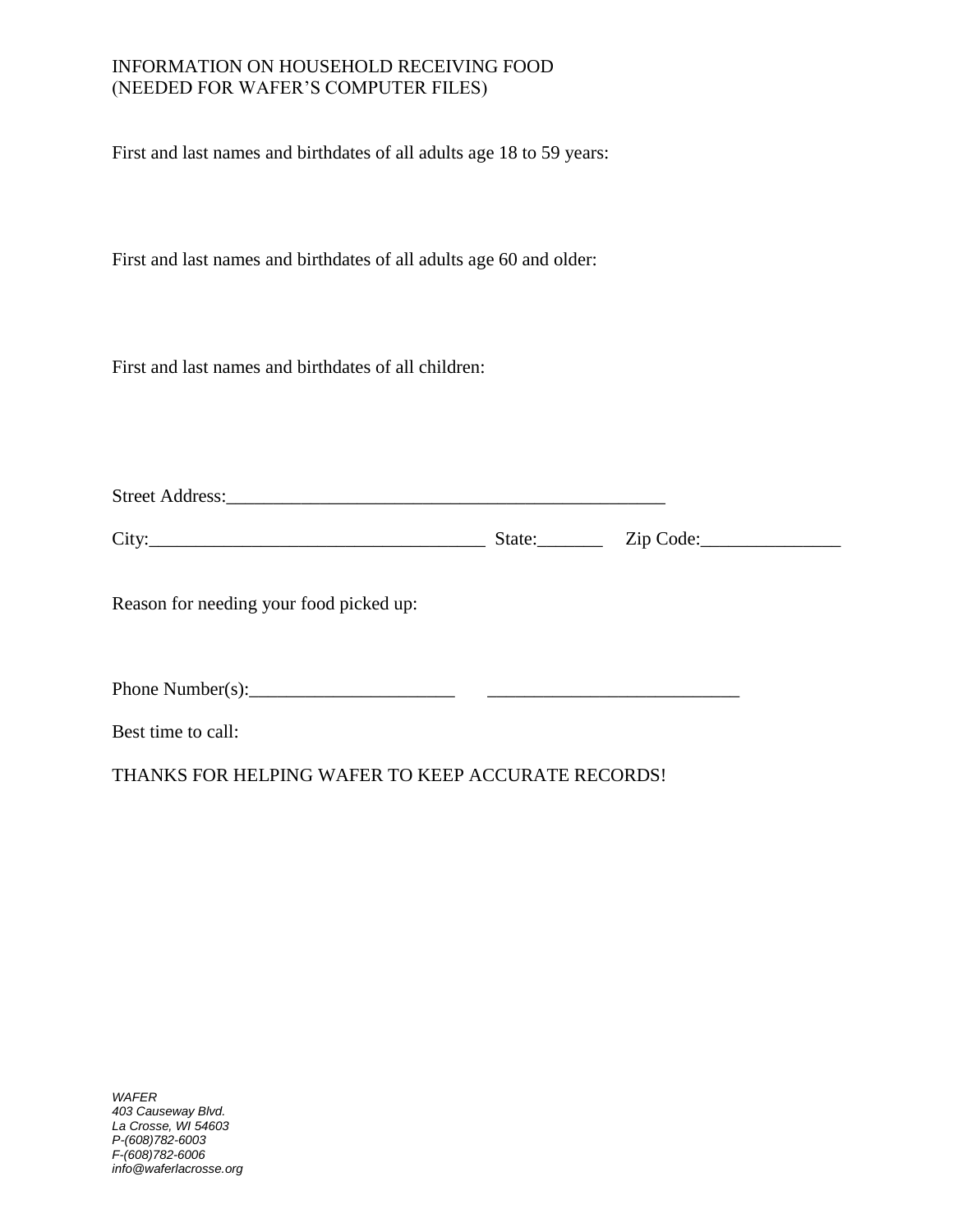INFORMATION ON HOUSEHOLD RECEIVING FOOD
(NEEDED FOR WAFER'S COMPUTER FILES)

First and last names and birthdates of all adults age 18 to 59 years:

First and last names and birthdates of all adults age 60 and older:

First and last names and birthdates of all children:

Street Address:_________________________________________________

City:____________________________________ State:_______ Zip Code:_______________

Reason for needing your food picked up:

Phone Number(s):______________________ __________________________

Best time to call:

THANKS FOR HELPING WAFER TO KEEP ACCURATE RECORDS!

*WAFER*
*403 Causeway Blvd.*
*La Crosse, WI 54603*
*P-(608)782-6003*
*F-(608)782-6006*
*info@waferlacrosse.org*